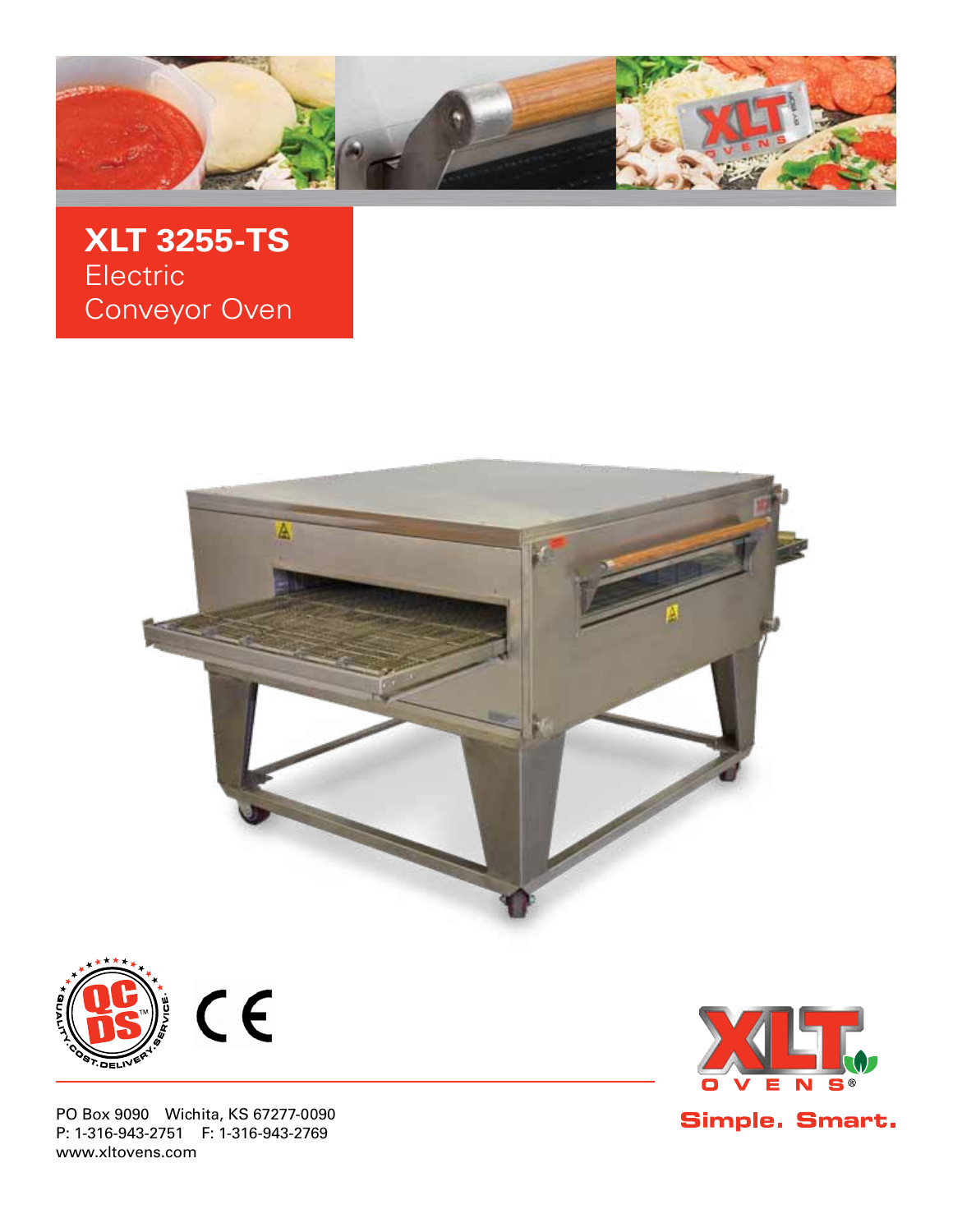# XLT 3255-TS

Electric
Conveyor Oven

PO Box 9090 Wichita, KS 67277-0090
P: 1-316-943-2751 F: 1-316-943-2769
www.xltovens.com

Simple. Smart.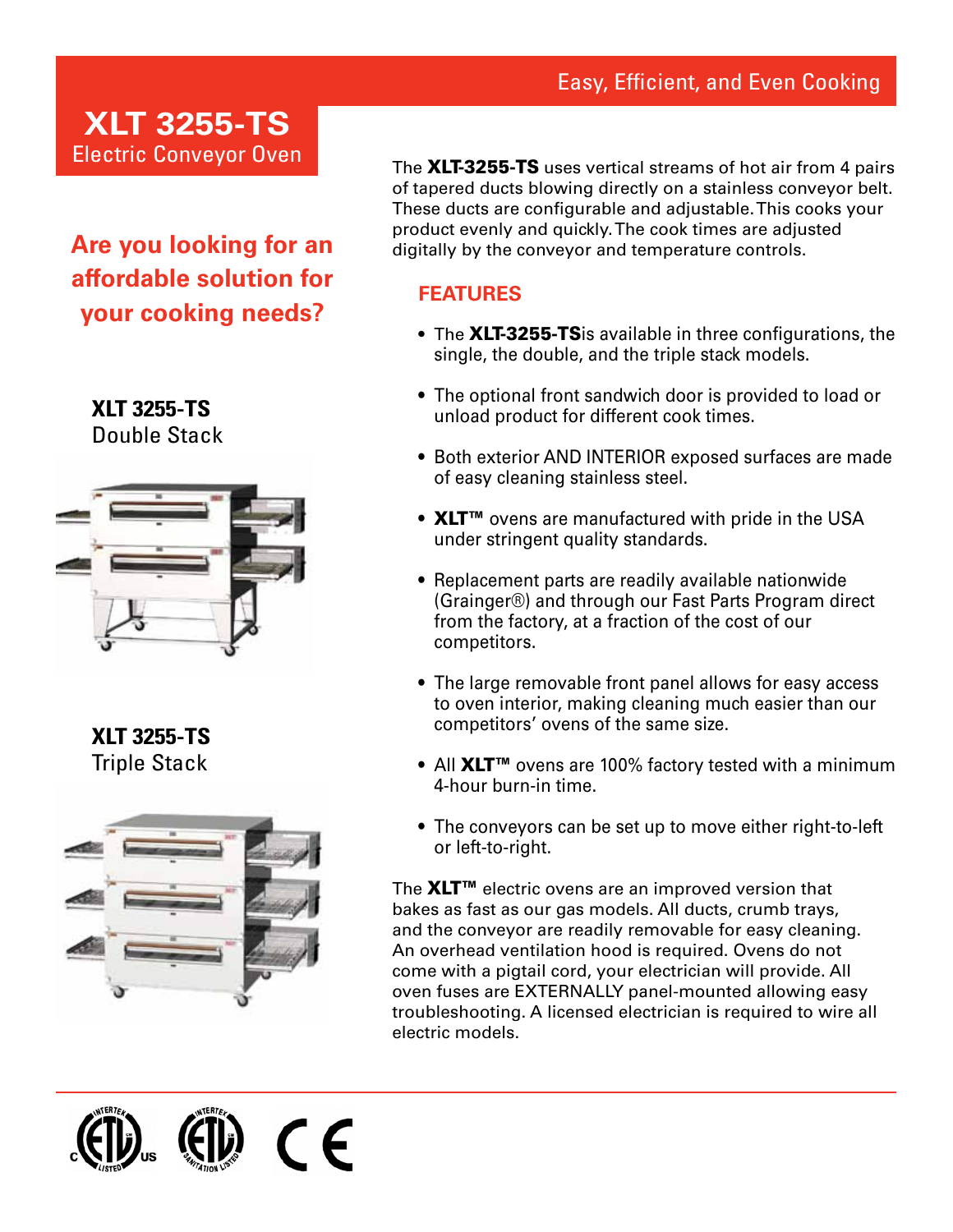Easy, Efficient, and Even Cooking

# XLT 3255-TS

Electric Conveyor Oven

## Are you looking for an affordable solution for your cooking needs?

**XLT 3255-TS**
Double Stack

**XLT 3255-TS**
Triple Stack

The **XLT-3255-TS** uses vertical streams of hot air from 4 pairs of tapered ducts blowing directly on a stainless conveyor belt. These ducts are configurable and adjustable. This cooks your product evenly and quickly. The cook times are adjusted digitally by the conveyor and temperature controls.

## FEATURES

- The **XLT-3255-TS**is available in three configurations, the single, the double, and the triple stack models.
- The optional front sandwich door is provided to load or unload product for different cook times.
- Both exterior AND INTERIOR exposed surfaces are made of easy cleaning stainless steel.
- **XLT™** ovens are manufactured with pride in the USA under stringent quality standards.
- Replacement parts are readily available nationwide (Grainger®) and through our Fast Parts Program direct from the factory, at a fraction of the cost of our competitors.
- The large removable front panel allows for easy access to oven interior, making cleaning much easier than our competitors' ovens of the same size.
- All **XLT™** ovens are 100% factory tested with a minimum 4-hour burn-in time.
- The conveyors can be set up to move either right-to-left or left-to-right.

The **XLT™** electric ovens are an improved version that bakes as fast as our gas models. All ducts, crumb trays, and the conveyor are readily removable for easy cleaning. An overhead ventilation hood is required. Ovens do not come with a pigtail cord, your electrician will provide. All oven fuses are EXTERNALLY panel-mounted allowing easy troubleshooting. A licensed electrician is required to wire all electric models.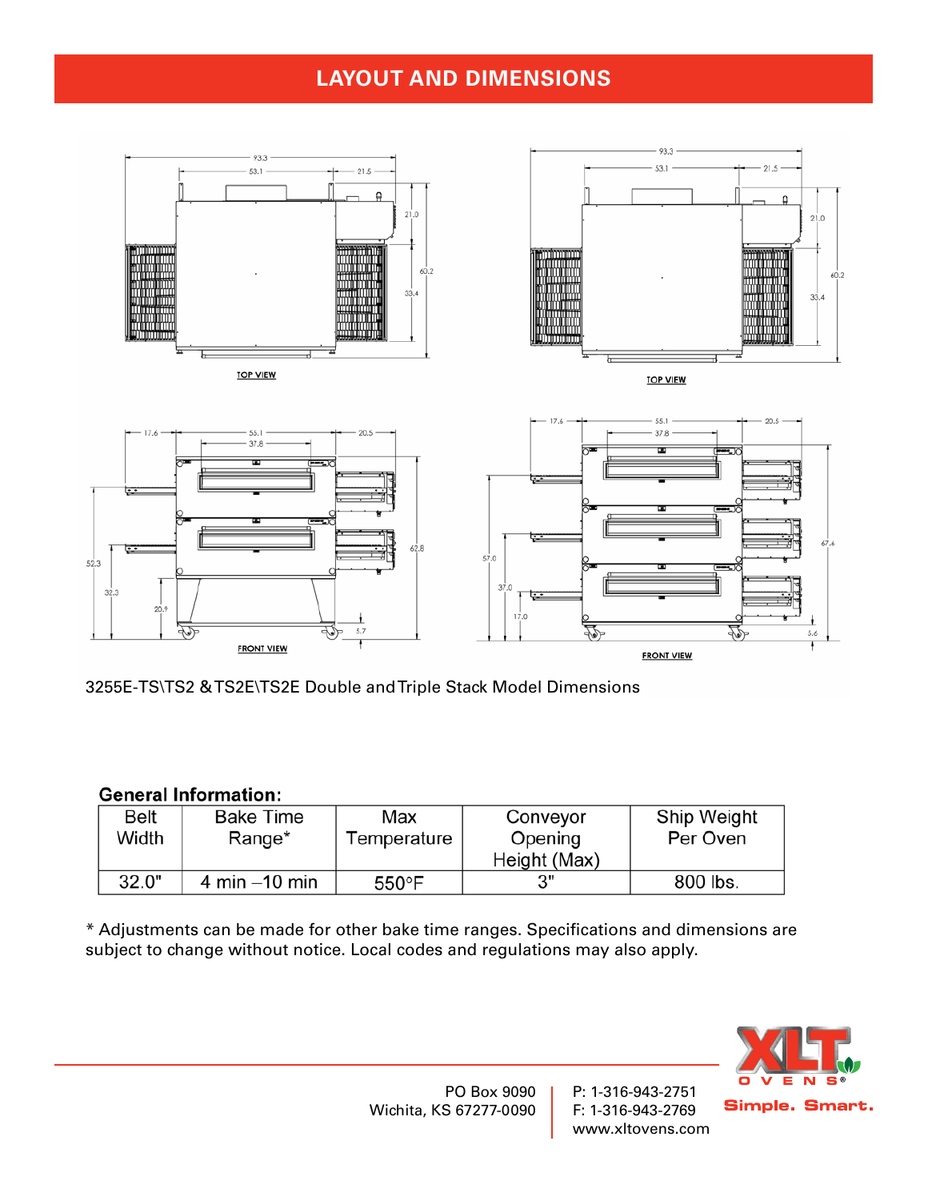## LAYOUT AND DIMENSIONS

3255E-TS\TS2 & TS2E\TS2E Double and Triple Stack Model Dimensions

**General Information:**

| Belt Width | Bake Time Range* | Max Temperature | Conveyor Opening Height (Max) | Ship Weight Per Oven |
|---|---|---|---|---|
| 32.0" | 4 min –10 min | 550°F | 3" | 800 lbs. |

* Adjustments can be made for other bake time ranges. Specifications and dimensions are subject to change without notice. Local codes and regulations may also apply.

PO Box 9090
Wichita, KS 67277-0090

P: 1-316-943-2751
F: 1-316-943-2769
www.xltovens.com

XLT OVENS® Simple. Smart.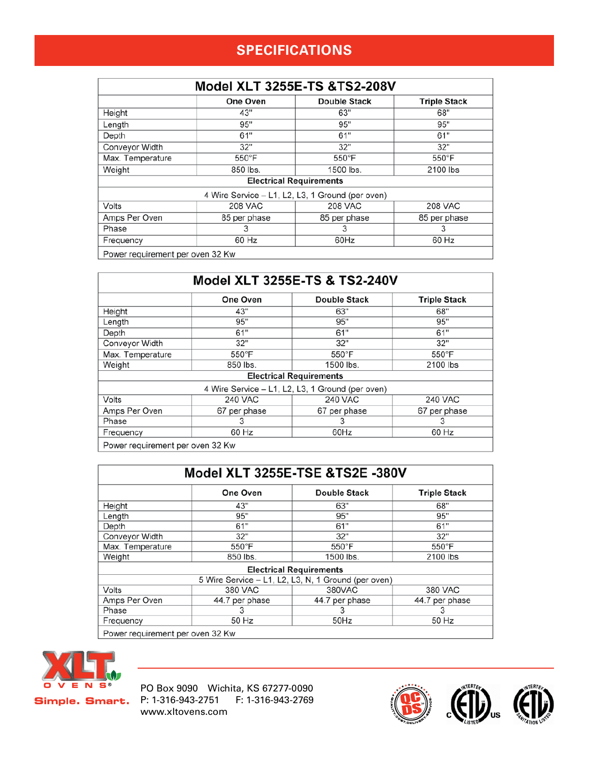# SPECIFICATIONS

| Model XLT 3255E-TS &TS2-208V | | | |
|---|---|---|---|
| | One Oven | Double Stack | Triple Stack |
| Height | 43" | 63" | 68" |
| Length | 95" | 95" | 95" |
| Depth | 61" | 61" | 61" |
| Conveyor Width | 32" | 32" | 32" |
| Max. Temperature | 550°F | 550°F | 550°F |
| Weight | 850 lbs. | 1500 lbs. | 2100 lbs |
| **Electrical Requirements** | | | |
| 4 Wire Service – L1, L2, L3, 1 Ground (per oven) | | | |
| Volts | 208 VAC | 208 VAC | 208 VAC |
| Amps Per Oven | 85 per phase | 85 per phase | 85 per phase |
| Phase | 3 | 3 | 3 |
| Frequency | 60 Hz | 60Hz | 60 Hz |
| Power requirement per oven 32 Kw | | | |

| Model XLT 3255E-TS & TS2-240V | | | |
|---|---|---|---|
| | One Oven | Double Stack | Triple Stack |
| Height | 43" | 63" | 68" |
| Length | 95" | 95" | 95" |
| Depth | 61" | 61" | 61" |
| Conveyor Width | 32" | 32" | 32" |
| Max. Temperature | 550°F | 550°F | 550°F |
| Weight | 850 lbs. | 1500 lbs. | 2100 lbs |
| **Electrical Requirements** | | | |
| 4 Wire Service – L1, L2, L3, 1 Ground (per oven) | | | |
| Volts | 240 VAC | 240 VAC | 240 VAC |
| Amps Per Oven | 67 per phase | 67 per phase | 67 per phase |
| Phase | 3 | 3 | 3 |
| Frequency | 60 Hz | 60Hz | 60 Hz |
| Power requirement per oven 32 Kw | | | |

| Model XLT 3255E-TSE &TS2E -380V | | | |
|---|---|---|---|
| | One Oven | Double Stack | Triple Stack |
| Height | 43" | 63" | 68" |
| Length | 95" | 95" | 95" |
| Depth | 61" | 61" | 61" |
| Conveyor Width | 32" | 32" | 32" |
| Max. Temperature | 550°F | 550°F | 550°F |
| Weight | 850 lbs. | 1500 lbs. | 2100 lbs |
| **Electrical Requirements** | | | |
| 5 Wire Service – L1, L2, L3, N, 1 Ground (per oven) | | | |
| Volts | 380 VAC | 380VAC | 380 VAC |
| Amps Per Oven | 44.7 per phase | 44.7 per phase | 44.7 per phase |
| Phase | 3 | 3 | 3 |
| Frequency | 50 Hz | 50Hz | 50 Hz |
| Power requirement per oven 32 Kw | | | |

XLT OVENS®
Simple. Smart.

PO Box 9090 Wichita, KS 67277-0090
P: 1-316-943-2751 F: 1-316-943-2769
www.xltovens.com